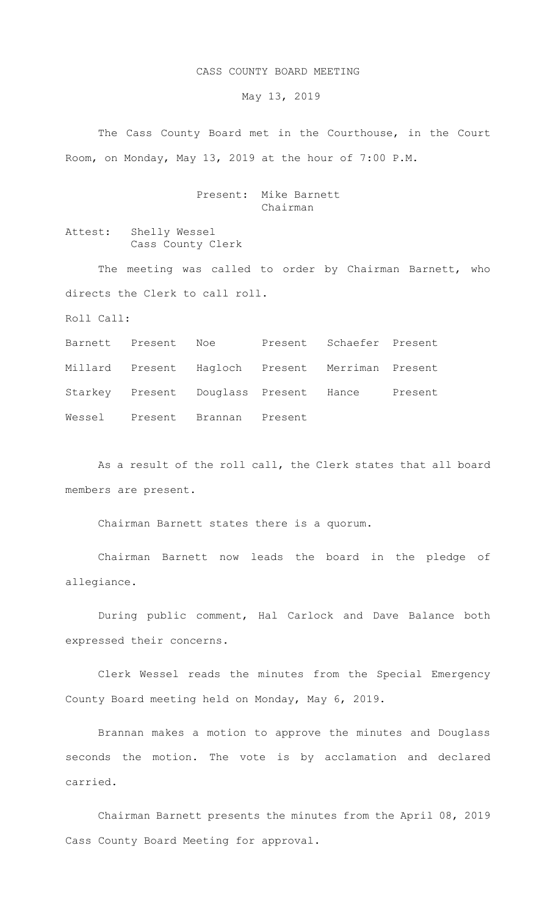# CASS COUNTY BOARD MEETING

May 13, 2019

The Cass County Board met in the Courthouse, in the Court Room, on Monday, May 13, 2019 at the hour of 7:00 P.M.

Present: Mike Barnett
Chairman

Attest: Shelly Wessel
Cass County Clerk

The meeting was called to order by Chairman Barnett, who directs the Clerk to call roll.

Roll Call:

| | | | | | |
|---|---|---|---|---|---|
| Barnett | Present | Noe | Present | Schaefer | Present |
| Millard | Present | Hagloch | Present | Merriman | Present |
| Starkey | Present | Douglass | Present | Hance | Present |
| Wessel | Present | Brannan | Present | | |

As a result of the roll call, the Clerk states that all board members are present.

Chairman Barnett states there is a quorum.

Chairman Barnett now leads the board in the pledge of allegiance.

During public comment, Hal Carlock and Dave Balance both expressed their concerns.

Clerk Wessel reads the minutes from the Special Emergency County Board meeting held on Monday, May 6, 2019.

Brannan makes a motion to approve the minutes and Douglass seconds the motion. The vote is by acclamation and declared carried.

Chairman Barnett presents the minutes from the April 08, 2019 Cass County Board Meeting for approval.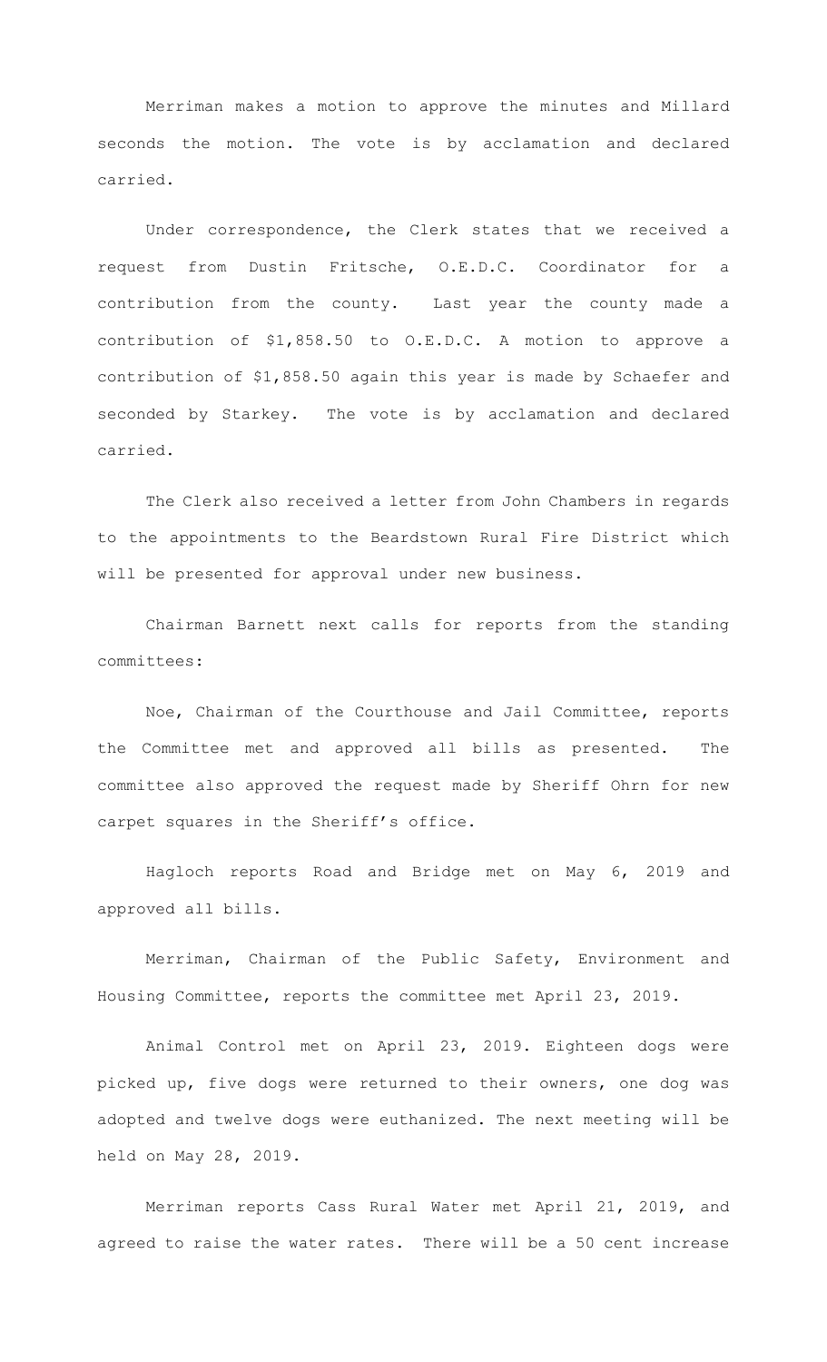Merriman makes a motion to approve the minutes and Millard seconds the motion. The vote is by acclamation and declared carried.

Under correspondence, the Clerk states that we received a request from Dustin Fritsche, O.E.D.C. Coordinator for a contribution from the county. Last year the county made a contribution of $1,858.50 to O.E.D.C. A motion to approve a contribution of $1,858.50 again this year is made by Schaefer and seconded by Starkey. The vote is by acclamation and declared carried.

The Clerk also received a letter from John Chambers in regards to the appointments to the Beardstown Rural Fire District which will be presented for approval under new business.

Chairman Barnett next calls for reports from the standing committees:

Noe, Chairman of the Courthouse and Jail Committee, reports the Committee met and approved all bills as presented. The committee also approved the request made by Sheriff Ohrn for new carpet squares in the Sheriff's office.

Hagloch reports Road and Bridge met on May 6, 2019 and approved all bills.

Merriman, Chairman of the Public Safety, Environment and Housing Committee, reports the committee met April 23, 2019.

Animal Control met on April 23, 2019. Eighteen dogs were picked up, five dogs were returned to their owners, one dog was adopted and twelve dogs were euthanized. The next meeting will be held on May 28, 2019.

Merriman reports Cass Rural Water met April 21, 2019, and agreed to raise the water rates. There will be a 50 cent increase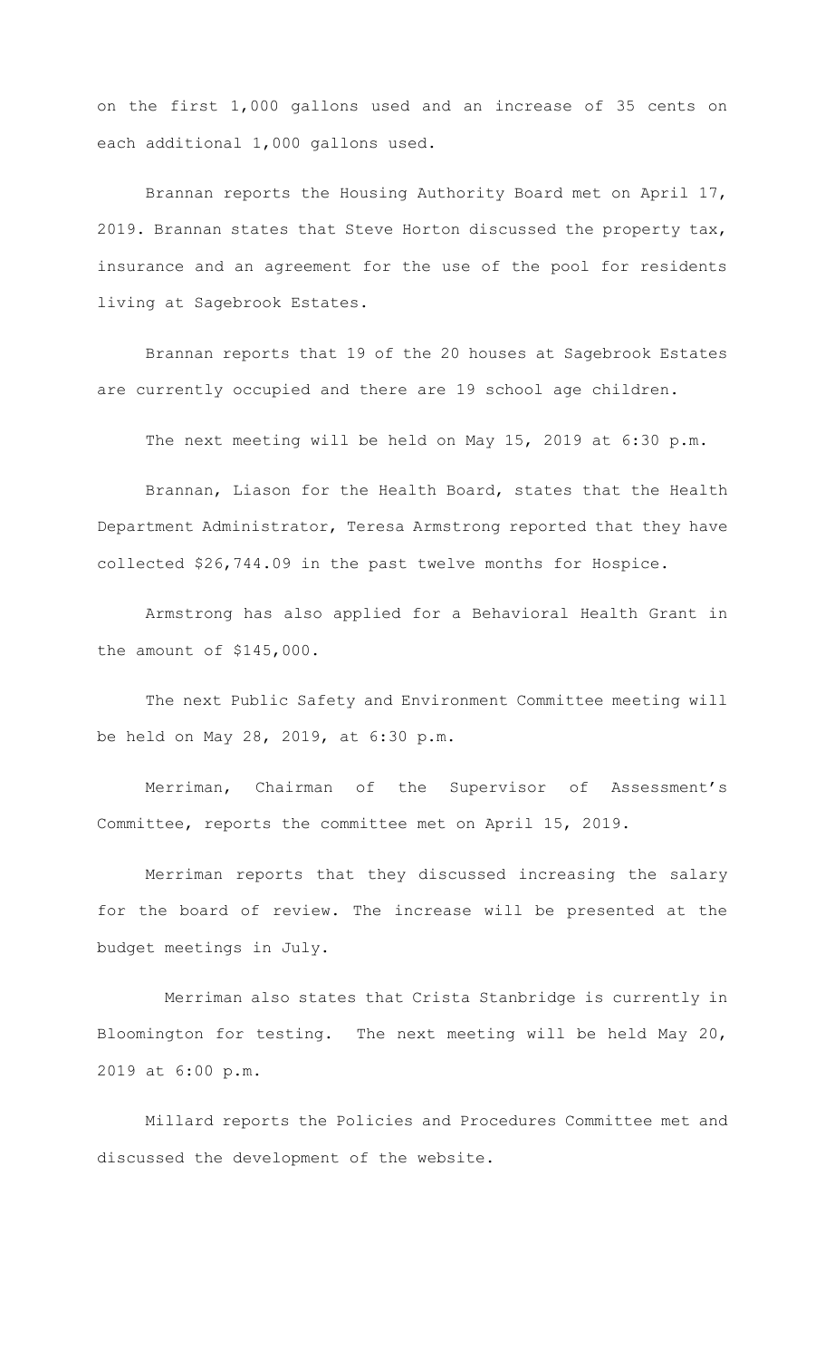on the first 1,000 gallons used and an increase of 35 cents on each additional 1,000 gallons used.

Brannan reports the Housing Authority Board met on April 17, 2019. Brannan states that Steve Horton discussed the property tax, insurance and an agreement for the use of the pool for residents living at Sagebrook Estates.

Brannan reports that 19 of the 20 houses at Sagebrook Estates are currently occupied and there are 19 school age children.

The next meeting will be held on May 15, 2019 at 6:30 p.m.

Brannan, Liason for the Health Board, states that the Health Department Administrator, Teresa Armstrong reported that they have collected $26,744.09 in the past twelve months for Hospice.

Armstrong has also applied for a Behavioral Health Grant in the amount of $145,000.

The next Public Safety and Environment Committee meeting will be held on May 28, 2019, at 6:30 p.m.

Merriman, Chairman of the Supervisor of Assessment's Committee, reports the committee met on April 15, 2019.

Merriman reports that they discussed increasing the salary for the board of review. The increase will be presented at the budget meetings in July.

Merriman also states that Crista Stanbridge is currently in Bloomington for testing. The next meeting will be held May 20, 2019 at 6:00 p.m.

Millard reports the Policies and Procedures Committee met and discussed the development of the website.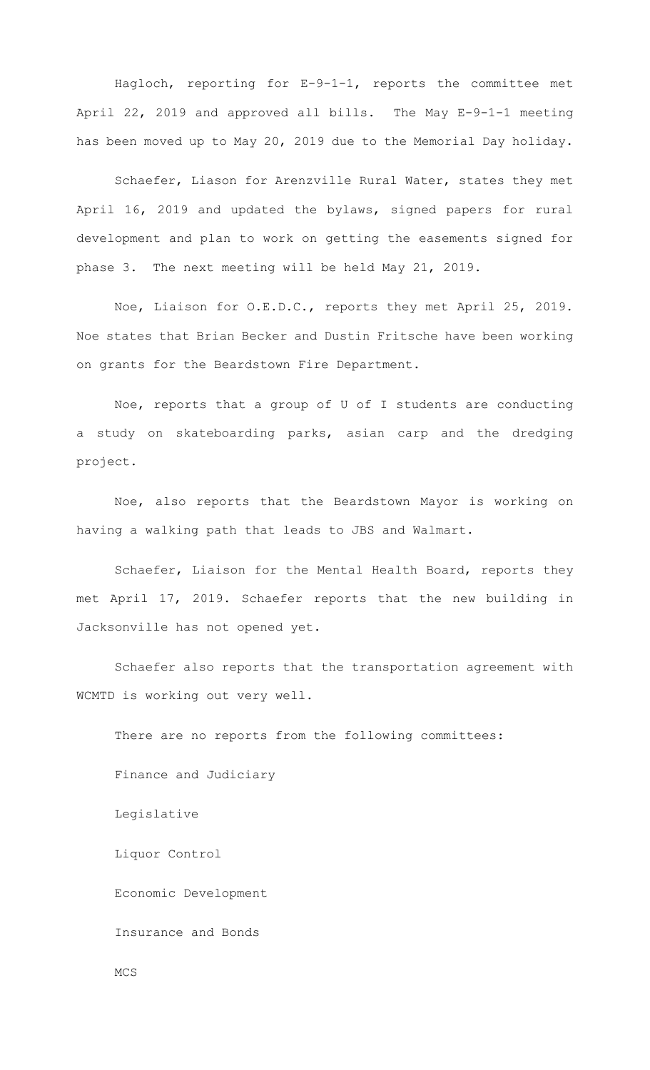Hagloch, reporting for E-9-1-1, reports the committee met April 22, 2019 and approved all bills. The May E-9-1-1 meeting has been moved up to May 20, 2019 due to the Memorial Day holiday.

Schaefer, Liason for Arenzville Rural Water, states they met April 16, 2019 and updated the bylaws, signed papers for rural development and plan to work on getting the easements signed for phase 3. The next meeting will be held May 21, 2019.

Noe, Liaison for O.E.D.C., reports they met April 25, 2019. Noe states that Brian Becker and Dustin Fritsche have been working on grants for the Beardstown Fire Department.

Noe, reports that a group of U of I students are conducting a study on skateboarding parks, asian carp and the dredging project.

Noe, also reports that the Beardstown Mayor is working on having a walking path that leads to JBS and Walmart.

Schaefer, Liaison for the Mental Health Board, reports they met April 17, 2019. Schaefer reports that the new building in Jacksonville has not opened yet.

Schaefer also reports that the transportation agreement with WCMTD is working out very well.

There are no reports from the following committees:

Finance and Judiciary

Legislative

Liquor Control

Economic Development

Insurance and Bonds

MCS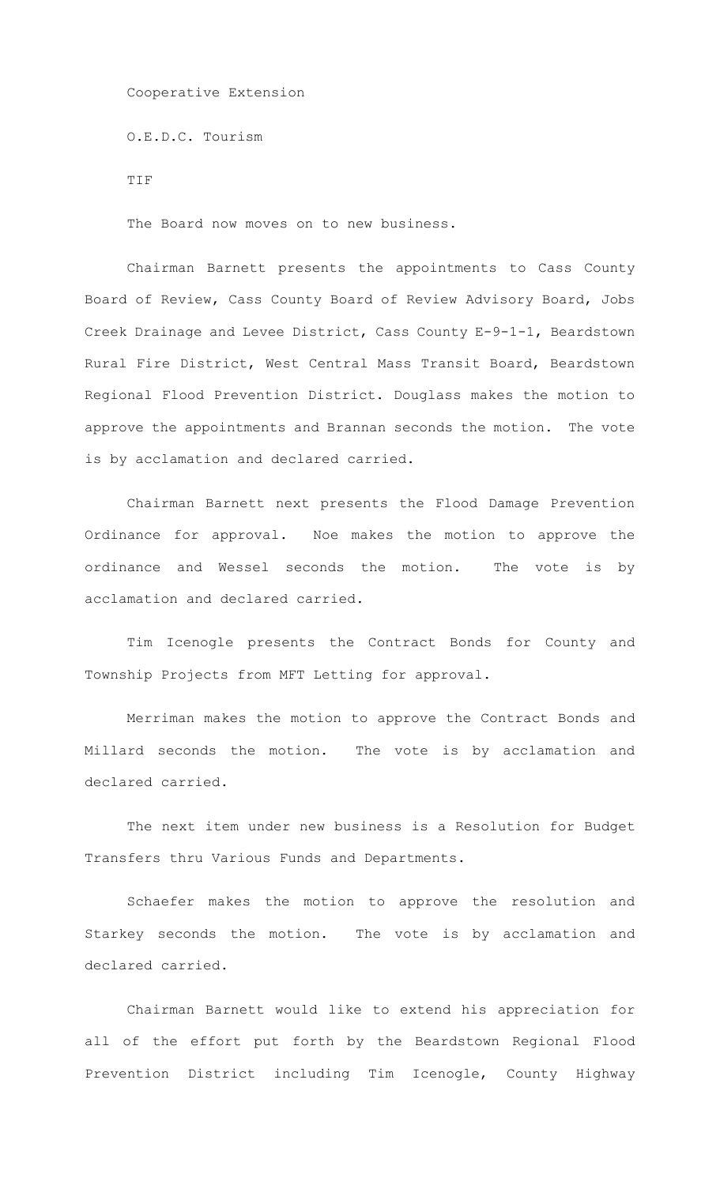Cooperative Extension

O.E.D.C. Tourism

TIF

The Board now moves on to new business.

Chairman Barnett presents the appointments to Cass County Board of Review, Cass County Board of Review Advisory Board, Jobs Creek Drainage and Levee District, Cass County E-9-1-1, Beardstown Rural Fire District, West Central Mass Transit Board, Beardstown Regional Flood Prevention District. Douglass makes the motion to approve the appointments and Brannan seconds the motion. The vote is by acclamation and declared carried.

Chairman Barnett next presents the Flood Damage Prevention Ordinance for approval. Noe makes the motion to approve the ordinance and Wessel seconds the motion. The vote is by acclamation and declared carried.

Tim Icenogle presents the Contract Bonds for County and Township Projects from MFT Letting for approval.

Merriman makes the motion to approve the Contract Bonds and Millard seconds the motion. The vote is by acclamation and declared carried.

The next item under new business is a Resolution for Budget Transfers thru Various Funds and Departments.

Schaefer makes the motion to approve the resolution and Starkey seconds the motion. The vote is by acclamation and declared carried.

Chairman Barnett would like to extend his appreciation for all of the effort put forth by the Beardstown Regional Flood Prevention District including Tim Icenogle, County Highway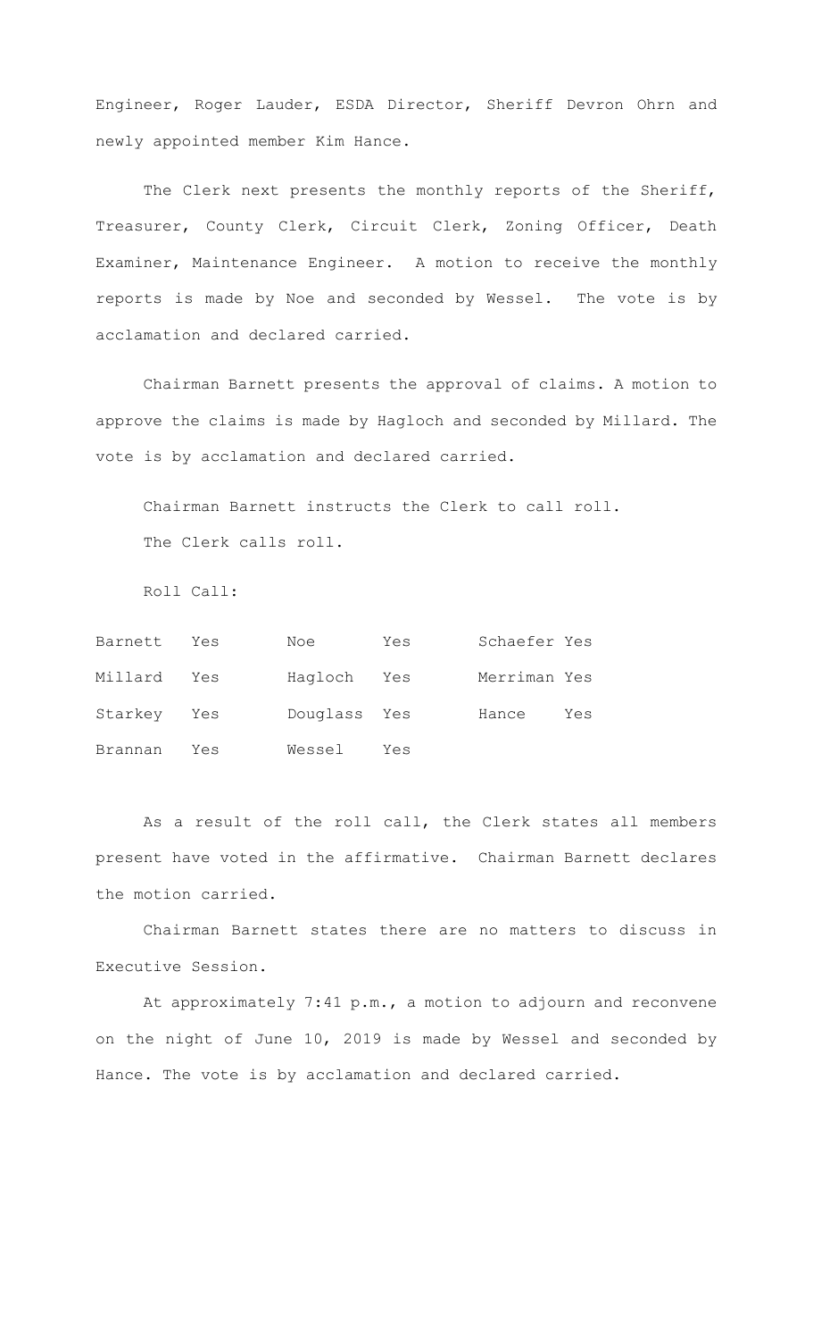Engineer, Roger Lauder, ESDA Director, Sheriff Devron Ohrn and newly appointed member Kim Hance.

The Clerk next presents the monthly reports of the Sheriff, Treasurer, County Clerk, Circuit Clerk, Zoning Officer, Death Examiner, Maintenance Engineer. A motion to receive the monthly reports is made by Noe and seconded by Wessel. The vote is by acclamation and declared carried.

Chairman Barnett presents the approval of claims. A motion to approve the claims is made by Hagloch and seconded by Millard. The vote is by acclamation and declared carried.

Chairman Barnett instructs the Clerk to call roll.

The Clerk calls roll.

Roll Call:

| | | | | | |
|---|---|---|---|---|---|
| Barnett | Yes | Noe | Yes | Schaefer | Yes |
| Millard | Yes | Hagloch | Yes | Merriman | Yes |
| Starkey | Yes | Douglass | Yes | Hance | Yes |
| Brannan | Yes | Wessel | Yes | | |

As a result of the roll call, the Clerk states all members present have voted in the affirmative. Chairman Barnett declares the motion carried.

Chairman Barnett states there are no matters to discuss in Executive Session.

At approximately 7:41 p.m., a motion to adjourn and reconvene on the night of June 10, 2019 is made by Wessel and seconded by Hance. The vote is by acclamation and declared carried.